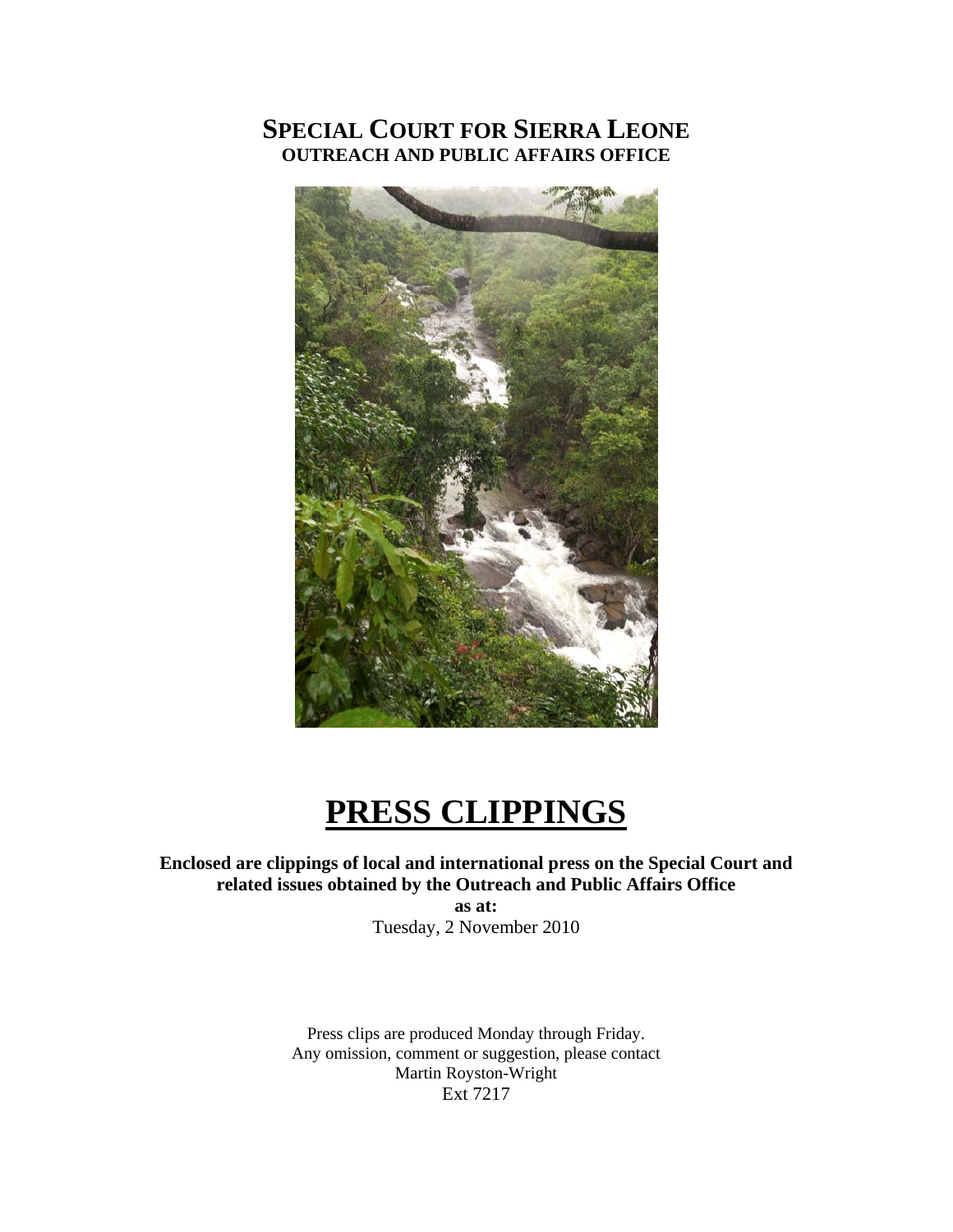# SPECIAL COURT FOR SIERRA LEONE
**OUTREACH AND PUBLIC AFFAIRS OFFICE**

# PRESS CLIPPINGS

**Enclosed are clippings of local and international press on the Special Court and related issues obtained by the Outreach and Public Affairs Office**

**as at:**

Tuesday, 2 November 2010

Press clips are produced Monday through Friday.
Any omission, comment or suggestion, please contact
Martin Royston-Wright
Ext 7217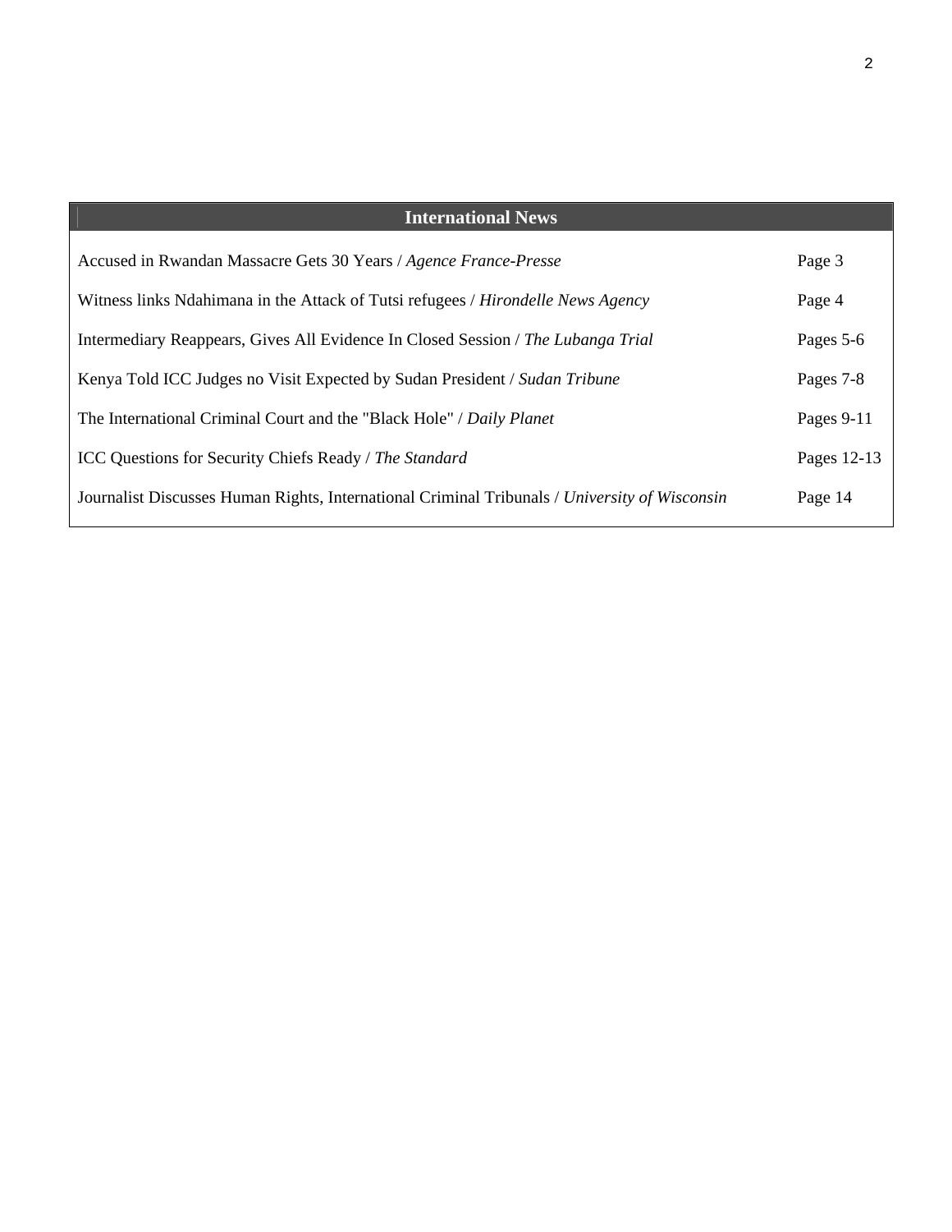| International News | |
|---|---|
| Accused in Rwandan Massacre Gets 30 Years / *Agence France-Presse* | Page 3 |
| Witness links Ndahimana in the Attack of Tutsi refugees / *Hirondelle News Agency* | Page 4 |
| Intermediary Reappears, Gives All Evidence In Closed Session / *The Lubanga Trial* | Pages 5-6 |
| Kenya Told ICC Judges no Visit Expected by Sudan President / *Sudan Tribune* | Pages 7-8 |
| The International Criminal Court and the "Black Hole" / *Daily Planet* | Pages 9-11 |
| ICC Questions for Security Chiefs Ready / *The Standard* | Pages 12-13 |
| Journalist Discusses Human Rights, International Criminal Tribunals / *University of Wisconsin* | Page 14 |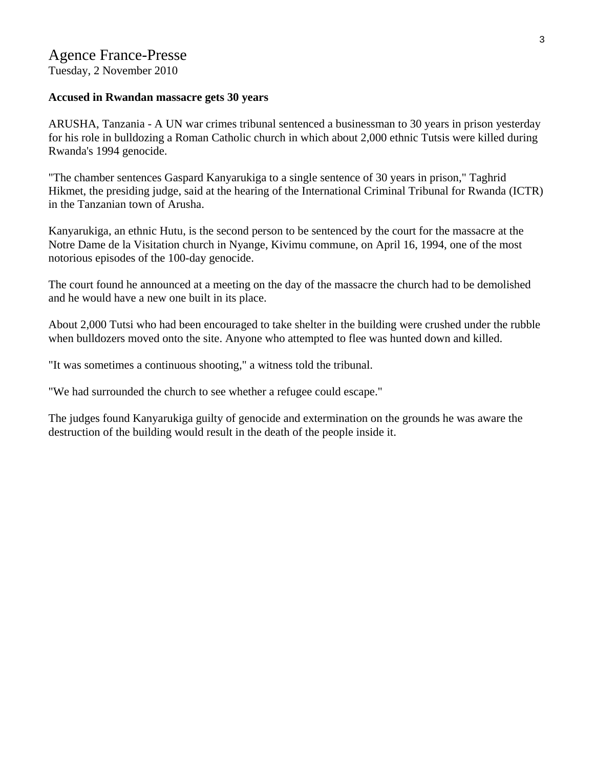## Agence France-Presse

Tuesday, 2 November 2010

**Accused in Rwandan massacre gets 30 years**

ARUSHA, Tanzania - A UN war crimes tribunal sentenced a businessman to 30 years in prison yesterday for his role in bulldozing a Roman Catholic church in which about 2,000 ethnic Tutsis were killed during Rwanda's 1994 genocide.

"The chamber sentences Gaspard Kanyarukiga to a single sentence of 30 years in prison," Taghrid Hikmet, the presiding judge, said at the hearing of the International Criminal Tribunal for Rwanda (ICTR) in the Tanzanian town of Arusha.

Kanyarukiga, an ethnic Hutu, is the second person to be sentenced by the court for the massacre at the Notre Dame de la Visitation church in Nyange, Kivimu commune, on April 16, 1994, one of the most notorious episodes of the 100-day genocide.

The court found he announced at a meeting on the day of the massacre the church had to be demolished and he would have a new one built in its place.

About 2,000 Tutsi who had been encouraged to take shelter in the building were crushed under the rubble when bulldozers moved onto the site. Anyone who attempted to flee was hunted down and killed.

"It was sometimes a continuous shooting," a witness told the tribunal.

"We had surrounded the church to see whether a refugee could escape."

The judges found Kanyarukiga guilty of genocide and extermination on the grounds he was aware the destruction of the building would result in the death of the people inside it.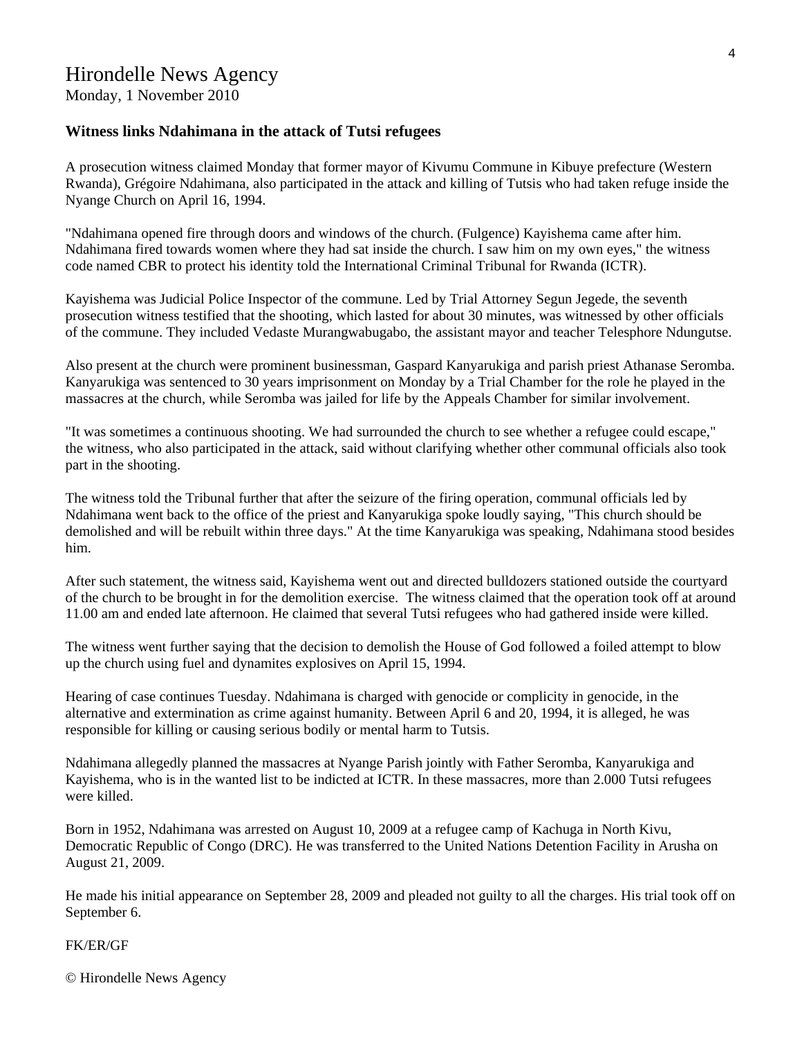# Hirondelle News Agency

Monday, 1 November 2010

**Witness links Ndahimana in the attack of Tutsi refugees**

A prosecution witness claimed Monday that former mayor of Kivumu Commune in Kibuye prefecture (Western Rwanda), Grégoire Ndahimana, also participated in the attack and killing of Tutsis who had taken refuge inside the Nyange Church on April 16, 1994.

"Ndahimana opened fire through doors and windows of the church. (Fulgence) Kayishema came after him. Ndahimana fired towards women where they had sat inside the church. I saw him on my own eyes," the witness code named CBR to protect his identity told the International Criminal Tribunal for Rwanda (ICTR).

Kayishema was Judicial Police Inspector of the commune. Led by Trial Attorney Segun Jegede, the seventh prosecution witness testified that the shooting, which lasted for about 30 minutes, was witnessed by other officials of the commune. They included Vedaste Murangwabugabo, the assistant mayor and teacher Telesphore Ndungutse.

Also present at the church were prominent businessman, Gaspard Kanyarukiga and parish priest Athanase Seromba. Kanyarukiga was sentenced to 30 years imprisonment on Monday by a Trial Chamber for the role he played in the massacres at the church, while Seromba was jailed for life by the Appeals Chamber for similar involvement.

"It was sometimes a continuous shooting. We had surrounded the church to see whether a refugee could escape," the witness, who also participated in the attack, said without clarifying whether other communal officials also took part in the shooting.

The witness told the Tribunal further that after the seizure of the firing operation, communal officials led by Ndahimana went back to the office of the priest and Kanyarukiga spoke loudly saying, "This church should be demolished and will be rebuilt within three days." At the time Kanyarukiga was speaking, Ndahimana stood besides him.

After such statement, the witness said, Kayishema went out and directed bulldozers stationed outside the courtyard of the church to be brought in for the demolition exercise. The witness claimed that the operation took off at around 11.00 am and ended late afternoon. He claimed that several Tutsi refugees who had gathered inside were killed.

The witness went further saying that the decision to demolish the House of God followed a foiled attempt to blow up the church using fuel and dynamites explosives on April 15, 1994.

Hearing of case continues Tuesday. Ndahimana is charged with genocide or complicity in genocide, in the alternative and extermination as crime against humanity. Between April 6 and 20, 1994, it is alleged, he was responsible for killing or causing serious bodily or mental harm to Tutsis.

Ndahimana allegedly planned the massacres at Nyange Parish jointly with Father Seromba, Kanyarukiga and Kayishema, who is in the wanted list to be indicted at ICTR. In these massacres, more than 2.000 Tutsi refugees were killed.

Born in 1952, Ndahimana was arrested on August 10, 2009 at a refugee camp of Kachuga in North Kivu, Democratic Republic of Congo (DRC). He was transferred to the United Nations Detention Facility in Arusha on August 21, 2009.

He made his initial appearance on September 28, 2009 and pleaded not guilty to all the charges. His trial took off on September 6.

FK/ER/GF

© Hirondelle News Agency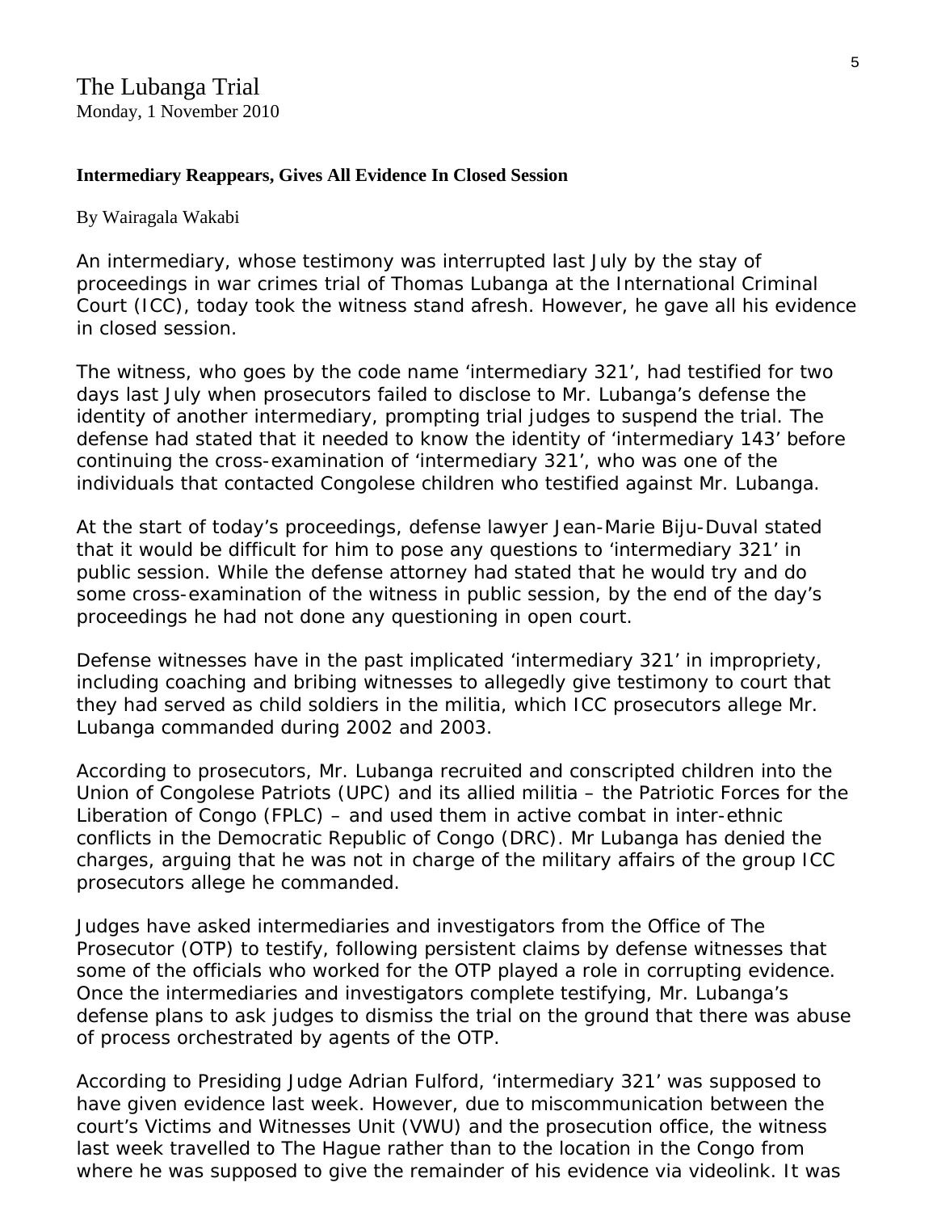The Lubanga Trial
Monday, 1 November 2010

**Intermediary Reappears, Gives All Evidence In Closed Session**

By Wairagala Wakabi

An intermediary, whose testimony was interrupted last July by the stay of proceedings in war crimes trial of Thomas Lubanga at the International Criminal Court (ICC), today took the witness stand afresh. However, he gave all his evidence in closed session.

The witness, who goes by the code name 'intermediary 321', had testified for two days last July when prosecutors failed to disclose to Mr. Lubanga's defense the identity of another intermediary, prompting trial judges to suspend the trial. The defense had stated that it needed to know the identity of 'intermediary 143' before continuing the cross-examination of 'intermediary 321', who was one of the individuals that contacted Congolese children who testified against Mr. Lubanga.

At the start of today's proceedings, defense lawyer Jean-Marie Biju-Duval stated that it would be difficult for him to pose any questions to 'intermediary 321' in public session. While the defense attorney had stated that he would try and do some cross-examination of the witness in public session, by the end of the day's proceedings he had not done any questioning in open court.

Defense witnesses have in the past implicated 'intermediary 321' in impropriety, including coaching and bribing witnesses to allegedly give testimony to court that they had served as child soldiers in the militia, which ICC prosecutors allege Mr. Lubanga commanded during 2002 and 2003.

According to prosecutors, Mr. Lubanga recruited and conscripted children into the Union of Congolese Patriots (UPC) and its allied militia – the Patriotic Forces for the Liberation of Congo (FPLC) – and used them in active combat in inter-ethnic conflicts in the Democratic Republic of Congo (DRC). Mr Lubanga has denied the charges, arguing that he was not in charge of the military affairs of the group ICC prosecutors allege he commanded.

Judges have asked intermediaries and investigators from the Office of The Prosecutor (OTP) to testify, following persistent claims by defense witnesses that some of the officials who worked for the OTP played a role in corrupting evidence. Once the intermediaries and investigators complete testifying, Mr. Lubanga's defense plans to ask judges to dismiss the trial on the ground that there was abuse of process orchestrated by agents of the OTP.

According to Presiding Judge Adrian Fulford, 'intermediary 321' was supposed to have given evidence last week. However, due to miscommunication between the court's Victims and Witnesses Unit (VWU) and the prosecution office, the witness last week travelled to The Hague rather than to the location in the Congo from where he was supposed to give the remainder of his evidence via videolink. It was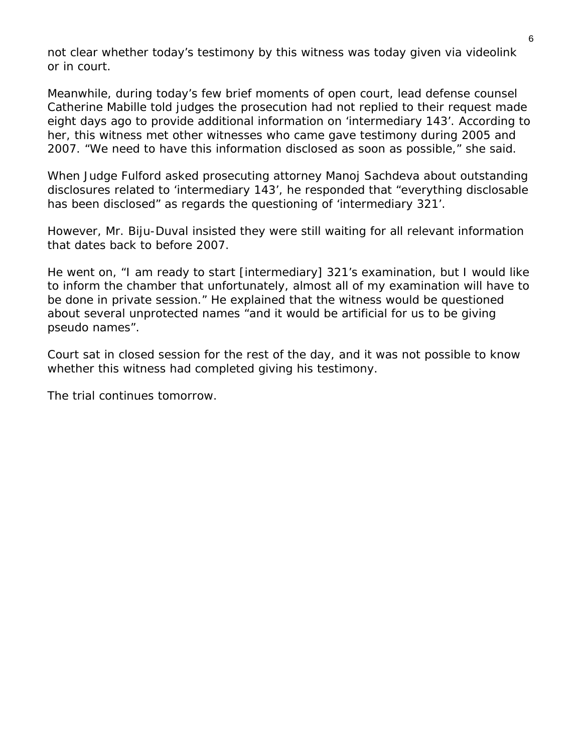not clear whether today's testimony by this witness was today given via videolink or in court.

Meanwhile, during today's few brief moments of open court, lead defense counsel Catherine Mabille told judges the prosecution had not replied to their request made eight days ago to provide additional information on 'intermediary 143'. According to her, this witness met other witnesses who came gave testimony during 2005 and 2007. "We need to have this information disclosed as soon as possible," she said.

When Judge Fulford asked prosecuting attorney Manoj Sachdeva about outstanding disclosures related to 'intermediary 143', he responded that "everything disclosable has been disclosed" as regards the questioning of 'intermediary 321'.

However, Mr. Biju-Duval insisted they were still waiting for all relevant information that dates back to before 2007.

He went on, "I am ready to start [intermediary] 321's examination, but I would like to inform the chamber that unfortunately, almost all of my examination will have to be done in private session." He explained that the witness would be questioned about several unprotected names "and it would be artificial for us to be giving pseudo names".

Court sat in closed session for the rest of the day, and it was not possible to know whether this witness had completed giving his testimony.

The trial continues tomorrow.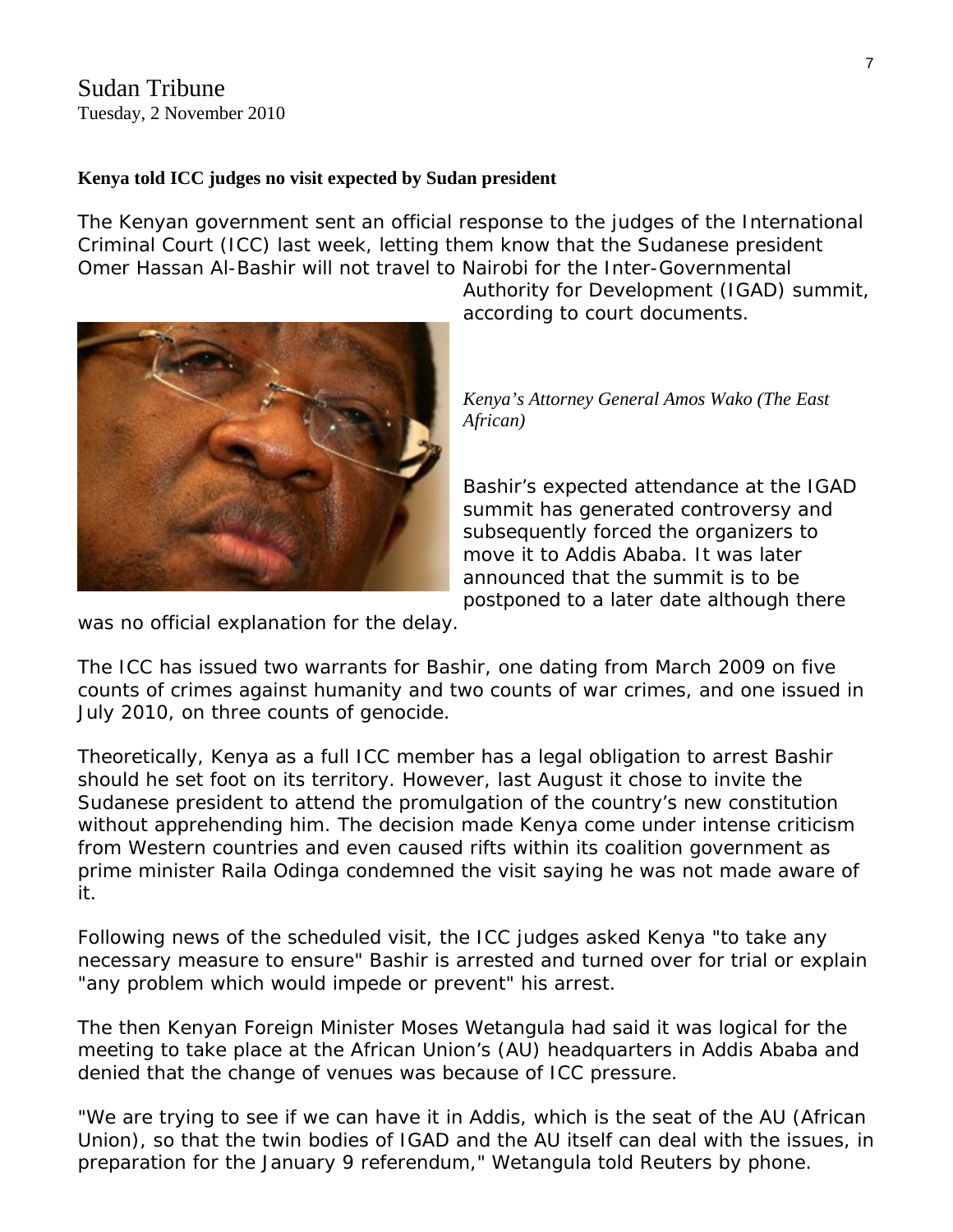Sudan Tribune
Tuesday, 2 November 2010

**Kenya told ICC judges no visit expected by Sudan president**

The Kenyan government sent an official response to the judges of the International Criminal Court (ICC) last week, letting them know that the Sudanese president Omer Hassan Al-Bashir will not travel to Nairobi for the Inter-Governmental Authority for Development (IGAD) summit, according to court documents.

*Kenya's Attorney General Amos Wako (The East African)*

Bashir's expected attendance at the IGAD summit has generated controversy and subsequently forced the organizers to move it to Addis Ababa. It was later announced that the summit is to be postponed to a later date although there was no official explanation for the delay.

The ICC has issued two warrants for Bashir, one dating from March 2009 on five counts of crimes against humanity and two counts of war crimes, and one issued in July 2010, on three counts of genocide.

Theoretically, Kenya as a full ICC member has a legal obligation to arrest Bashir should he set foot on its territory. However, last August it chose to invite the Sudanese president to attend the promulgation of the country's new constitution without apprehending him. The decision made Kenya come under intense criticism from Western countries and even caused rifts within its coalition government as prime minister Raila Odinga condemned the visit saying he was not made aware of it.

Following news of the scheduled visit, the ICC judges asked Kenya "to take any necessary measure to ensure" Bashir is arrested and turned over for trial or explain "any problem which would impede or prevent" his arrest.

The then Kenyan Foreign Minister Moses Wetangula had said it was logical for the meeting to take place at the African Union's (AU) headquarters in Addis Ababa and denied that the change of venues was because of ICC pressure.

"We are trying to see if we can have it in Addis, which is the seat of the AU (African Union), so that the twin bodies of IGAD and the AU itself can deal with the issues, in preparation for the January 9 referendum," Wetangula told Reuters by phone.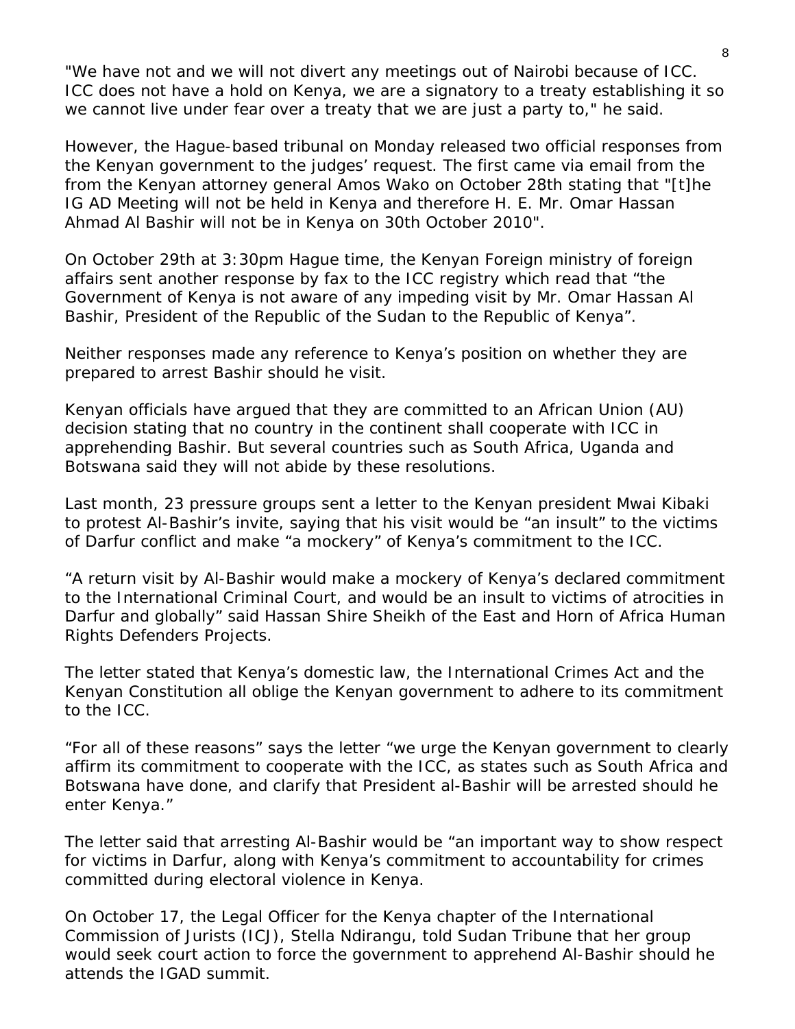"We have not and we will not divert any meetings out of Nairobi because of ICC. ICC does not have a hold on Kenya, we are a signatory to a treaty establishing it so we cannot live under fear over a treaty that we are just a party to," he said.

However, the Hague-based tribunal on Monday released two official responses from the Kenyan government to the judges' request. The first came via email from the from the Kenyan attorney general Amos Wako on October 28th stating that "[t]he IG AD Meeting will not be held in Kenya and therefore H. E. Mr. Omar Hassan Ahmad Al Bashir will not be in Kenya on 30th October 2010".

On October 29th at 3:30pm Hague time, the Kenyan Foreign ministry of foreign affairs sent another response by fax to the ICC registry which read that "the Government of Kenya is not aware of any impeding visit by Mr. Omar Hassan Al Bashir, President of the Republic of the Sudan to the Republic of Kenya".

Neither responses made any reference to Kenya's position on whether they are prepared to arrest Bashir should he visit.

Kenyan officials have argued that they are committed to an African Union (AU) decision stating that no country in the continent shall cooperate with ICC in apprehending Bashir. But several countries such as South Africa, Uganda and Botswana said they will not abide by these resolutions.

Last month, 23 pressure groups sent a letter to the Kenyan president Mwai Kibaki to protest Al-Bashir's invite, saying that his visit would be "an insult" to the victims of Darfur conflict and make "a mockery" of Kenya's commitment to the ICC.

"A return visit by Al-Bashir would make a mockery of Kenya's declared commitment to the International Criminal Court, and would be an insult to victims of atrocities in Darfur and globally" said Hassan Shire Sheikh of the East and Horn of Africa Human Rights Defenders Projects.

The letter stated that Kenya's domestic law, the International Crimes Act and the Kenyan Constitution all oblige the Kenyan government to adhere to its commitment to the ICC.

"For all of these reasons" says the letter "we urge the Kenyan government to clearly affirm its commitment to cooperate with the ICC, as states such as South Africa and Botswana have done, and clarify that President al-Bashir will be arrested should he enter Kenya."

The letter said that arresting Al-Bashir would be "an important way to show respect for victims in Darfur, along with Kenya's commitment to accountability for crimes committed during electoral violence in Kenya.

On October 17, the Legal Officer for the Kenya chapter of the International Commission of Jurists (ICJ), Stella Ndirangu, told Sudan Tribune that her group would seek court action to force the government to apprehend Al-Bashir should he attends the IGAD summit.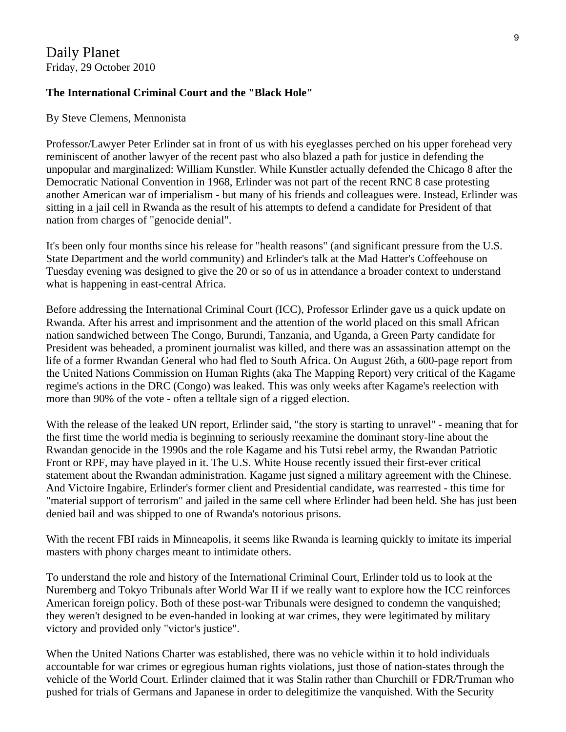Daily Planet
Friday, 29 October 2010

**The International Criminal Court and the "Black Hole"**

By Steve Clemens, Mennonista

Professor/Lawyer Peter Erlinder sat in front of us with his eyeglasses perched on his upper forehead very reminiscent of another lawyer of the recent past who also blazed a path for justice in defending the unpopular and marginalized: William Kunstler. While Kunstler actually defended the Chicago 8 after the Democratic National Convention in 1968, Erlinder was not part of the recent RNC 8 case protesting another American war of imperialism - but many of his friends and colleagues were. Instead, Erlinder was sitting in a jail cell in Rwanda as the result of his attempts to defend a candidate for President of that nation from charges of "genocide denial".

It's been only four months since his release for "health reasons" (and significant pressure from the U.S. State Department and the world community) and Erlinder's talk at the Mad Hatter's Coffeehouse on Tuesday evening was designed to give the 20 or so of us in attendance a broader context to understand what is happening in east-central Africa.

Before addressing the International Criminal Court (ICC), Professor Erlinder gave us a quick update on Rwanda. After his arrest and imprisonment and the attention of the world placed on this small African nation sandwiched between The Congo, Burundi, Tanzania, and Uganda, a Green Party candidate for President was beheaded, a prominent journalist was killed, and there was an assassination attempt on the life of a former Rwandan General who had fled to South Africa. On August 26th, a 600-page report from the United Nations Commission on Human Rights (aka The Mapping Report) very critical of the Kagame regime's actions in the DRC (Congo) was leaked. This was only weeks after Kagame's reelection with more than 90% of the vote - often a telltale sign of a rigged election.

With the release of the leaked UN report, Erlinder said, "the story is starting to unravel" - meaning that for the first time the world media is beginning to seriously reexamine the dominant story-line about the Rwandan genocide in the 1990s and the role Kagame and his Tutsi rebel army, the Rwandan Patriotic Front or RPF, may have played in it. The U.S. White House recently issued their first-ever critical statement about the Rwandan administration. Kagame just signed a military agreement with the Chinese. And Victoire Ingabire, Erlinder's former client and Presidential candidate, was rearrested - this time for "material support of terrorism" and jailed in the same cell where Erlinder had been held. She has just been denied bail and was shipped to one of Rwanda's notorious prisons.

With the recent FBI raids in Minneapolis, it seems like Rwanda is learning quickly to imitate its imperial masters with phony charges meant to intimidate others.

To understand the role and history of the International Criminal Court, Erlinder told us to look at the Nuremberg and Tokyo Tribunals after World War II if we really want to explore how the ICC reinforces American foreign policy. Both of these post-war Tribunals were designed to condemn the vanquished; they weren't designed to be even-handed in looking at war crimes, they were legitimated by military victory and provided only "victor's justice".

When the United Nations Charter was established, there was no vehicle within it to hold individuals accountable for war crimes or egregious human rights violations, just those of nation-states through the vehicle of the World Court. Erlinder claimed that it was Stalin rather than Churchill or FDR/Truman who pushed for trials of Germans and Japanese in order to delegitimize the vanquished. With the Security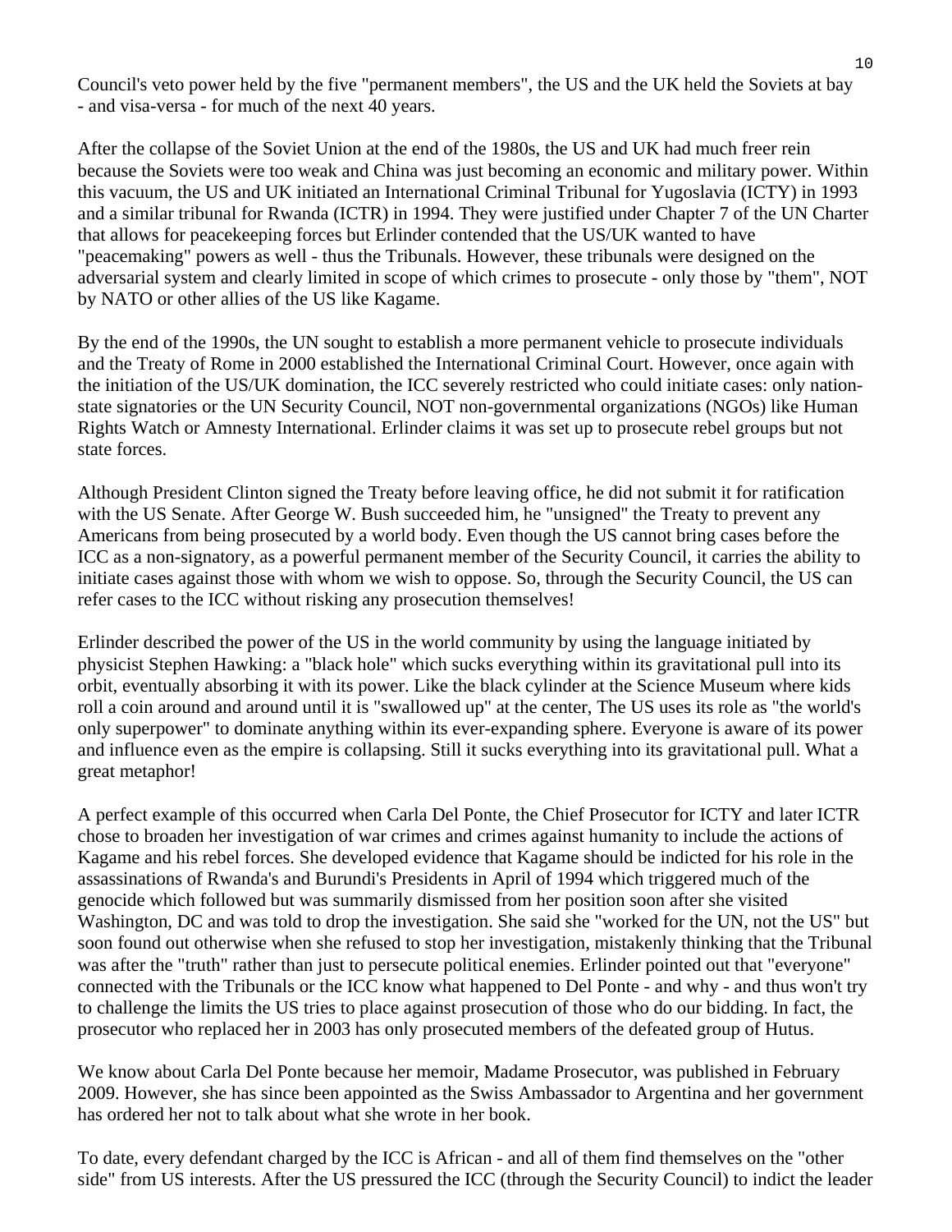Council's veto power held by the five "permanent members", the US and the UK held the Soviets at bay - and visa-versa - for much of the next 40 years.

After the collapse of the Soviet Union at the end of the 1980s, the US and UK had much freer rein because the Soviets were too weak and China was just becoming an economic and military power. Within this vacuum, the US and UK initiated an International Criminal Tribunal for Yugoslavia (ICTY) in 1993 and a similar tribunal for Rwanda (ICTR) in 1994. They were justified under Chapter 7 of the UN Charter that allows for peacekeeping forces but Erlinder contended that the US/UK wanted to have "peacemaking" powers as well - thus the Tribunals. However, these tribunals were designed on the adversarial system and clearly limited in scope of which crimes to prosecute - only those by "them", NOT by NATO or other allies of the US like Kagame.

By the end of the 1990s, the UN sought to establish a more permanent vehicle to prosecute individuals and the Treaty of Rome in 2000 established the International Criminal Court. However, once again with the initiation of the US/UK domination, the ICC severely restricted who could initiate cases: only nation-state signatories or the UN Security Council, NOT non-governmental organizations (NGOs) like Human Rights Watch or Amnesty International. Erlinder claims it was set up to prosecute rebel groups but not state forces.

Although President Clinton signed the Treaty before leaving office, he did not submit it for ratification with the US Senate. After George W. Bush succeeded him, he "unsigned" the Treaty to prevent any Americans from being prosecuted by a world body. Even though the US cannot bring cases before the ICC as a non-signatory, as a powerful permanent member of the Security Council, it carries the ability to initiate cases against those with whom we wish to oppose. So, through the Security Council, the US can refer cases to the ICC without risking any prosecution themselves!

Erlinder described the power of the US in the world community by using the language initiated by physicist Stephen Hawking: a "black hole" which sucks everything within its gravitational pull into its orbit, eventually absorbing it with its power. Like the black cylinder at the Science Museum where kids roll a coin around and around until it is "swallowed up" at the center, The US uses its role as "the world's only superpower" to dominate anything within its ever-expanding sphere. Everyone is aware of its power and influence even as the empire is collapsing. Still it sucks everything into its gravitational pull. What a great metaphor!

A perfect example of this occurred when Carla Del Ponte, the Chief Prosecutor for ICTY and later ICTR chose to broaden her investigation of war crimes and crimes against humanity to include the actions of Kagame and his rebel forces. She developed evidence that Kagame should be indicted for his role in the assassinations of Rwanda's and Burundi's Presidents in April of 1994 which triggered much of the genocide which followed but was summarily dismissed from her position soon after she visited Washington, DC and was told to drop the investigation. She said she "worked for the UN, not the US" but soon found out otherwise when she refused to stop her investigation, mistakenly thinking that the Tribunal was after the "truth" rather than just to persecute political enemies. Erlinder pointed out that "everyone" connected with the Tribunals or the ICC know what happened to Del Ponte - and why - and thus won't try to challenge the limits the US tries to place against prosecution of those who do our bidding. In fact, the prosecutor who replaced her in 2003 has only prosecuted members of the defeated group of Hutus.

We know about Carla Del Ponte because her memoir, Madame Prosecutor, was published in February 2009. However, she has since been appointed as the Swiss Ambassador to Argentina and her government has ordered her not to talk about what she wrote in her book.

To date, every defendant charged by the ICC is African - and all of them find themselves on the "other side" from US interests. After the US pressured the ICC (through the Security Council) to indict the leader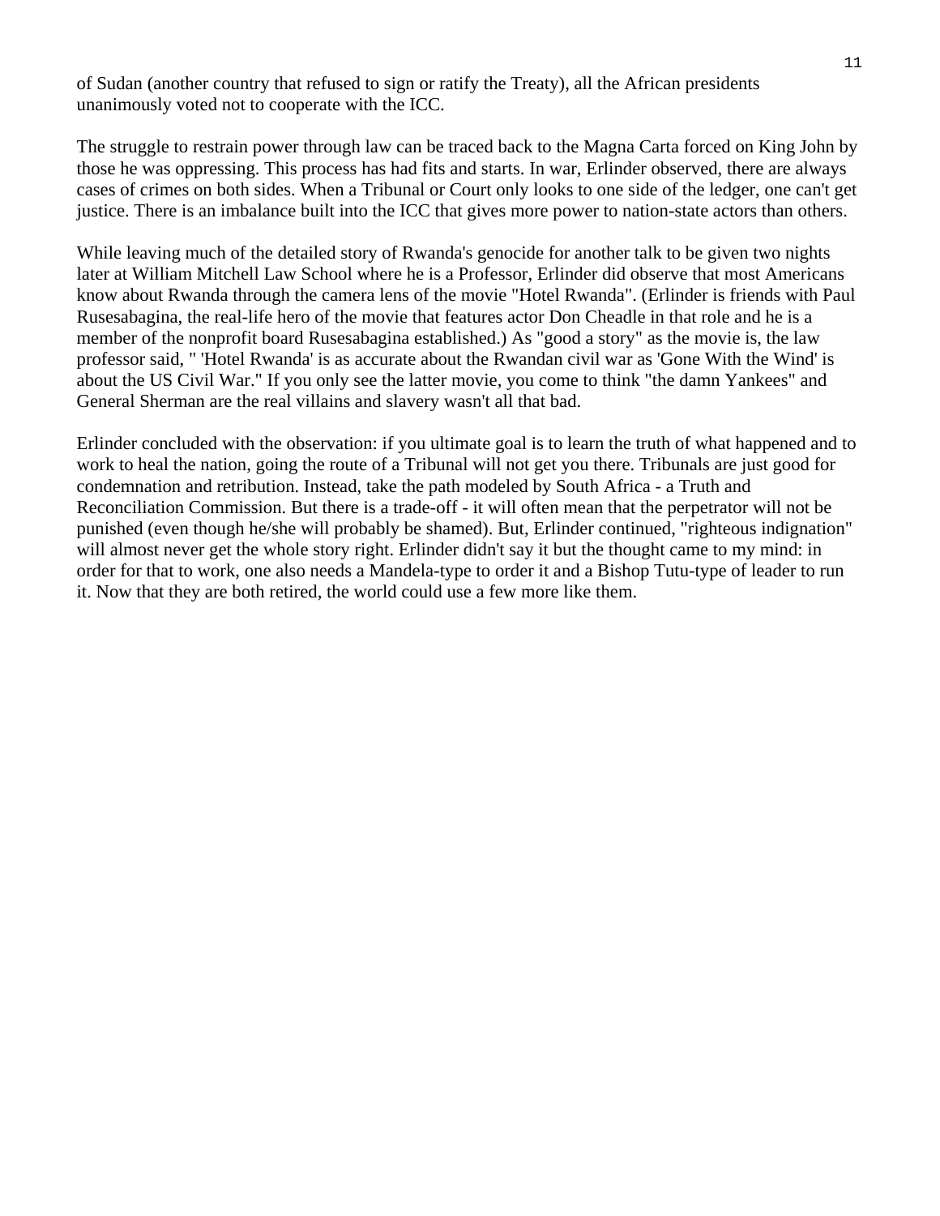of Sudan (another country that refused to sign or ratify the Treaty), all the African presidents unanimously voted not to cooperate with the ICC.

The struggle to restrain power through law can be traced back to the Magna Carta forced on King John by those he was oppressing. This process has had fits and starts. In war, Erlinder observed, there are always cases of crimes on both sides. When a Tribunal or Court only looks to one side of the ledger, one can't get justice. There is an imbalance built into the ICC that gives more power to nation-state actors than others.

While leaving much of the detailed story of Rwanda's genocide for another talk to be given two nights later at William Mitchell Law School where he is a Professor, Erlinder did observe that most Americans know about Rwanda through the camera lens of the movie "Hotel Rwanda". (Erlinder is friends with Paul Rusesabagina, the real-life hero of the movie that features actor Don Cheadle in that role and he is a member of the nonprofit board Rusesabagina established.) As "good a story" as the movie is, the law professor said, " 'Hotel Rwanda' is as accurate about the Rwandan civil war as 'Gone With the Wind' is about the US Civil War." If you only see the latter movie, you come to think "the damn Yankees" and General Sherman are the real villains and slavery wasn't all that bad.

Erlinder concluded with the observation: if you ultimate goal is to learn the truth of what happened and to work to heal the nation, going the route of a Tribunal will not get you there. Tribunals are just good for condemnation and retribution. Instead, take the path modeled by South Africa - a Truth and Reconciliation Commission. But there is a trade-off - it will often mean that the perpetrator will not be punished (even though he/she will probably be shamed). But, Erlinder continued, "righteous indignation" will almost never get the whole story right. Erlinder didn't say it but the thought came to my mind: in order for that to work, one also needs a Mandela-type to order it and a Bishop Tutu-type of leader to run it. Now that they are both retired, the world could use a few more like them.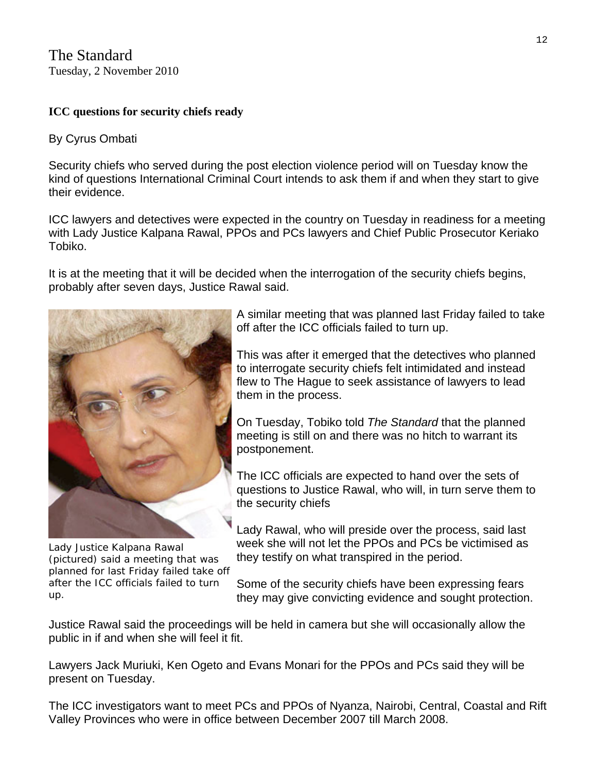The Standard
Tuesday, 2 November 2010

**ICC questions for security chiefs ready**

By Cyrus Ombati

Security chiefs who served during the post election violence period will on Tuesday know the kind of questions International Criminal Court intends to ask them if and when they start to give their evidence.

ICC lawyers and detectives were expected in the country on Tuesday in readiness for a meeting with Lady Justice Kalpana Rawal, PPOs and PCs lawyers and Chief Public Prosecutor Keriako Tobiko.

It is at the meeting that it will be decided when the interrogation of the security chiefs begins, probably after seven days, Justice Rawal said.

Lady Justice Kalpana Rawal (pictured) said a meeting that was planned for last Friday failed take off after the ICC officials failed to turn up.

A similar meeting that was planned last Friday failed to take off after the ICC officials failed to turn up.

This was after it emerged that the detectives who planned to interrogate security chiefs felt intimidated and instead flew to The Hague to seek assistance of lawyers to lead them in the process.

On Tuesday, Tobiko told *The Standard* that the planned meeting is still on and there was no hitch to warrant its postponement.

The ICC officials are expected to hand over the sets of questions to Justice Rawal, who will, in turn serve them to the security chiefs

Lady Rawal, who will preside over the process, said last week she will not let the PPOs and PCs be victimised as they testify on what transpired in the period.

Some of the security chiefs have been expressing fears they may give convicting evidence and sought protection.

Justice Rawal said the proceedings will be held in camera but she will occasionally allow the public in if and when she will feel it fit.

Lawyers Jack Muriuki, Ken Ogeto and Evans Monari for the PPOs and PCs said they will be present on Tuesday.

The ICC investigators want to meet PCs and PPOs of Nyanza, Nairobi, Central, Coastal and Rift Valley Provinces who were in office between December 2007 till March 2008.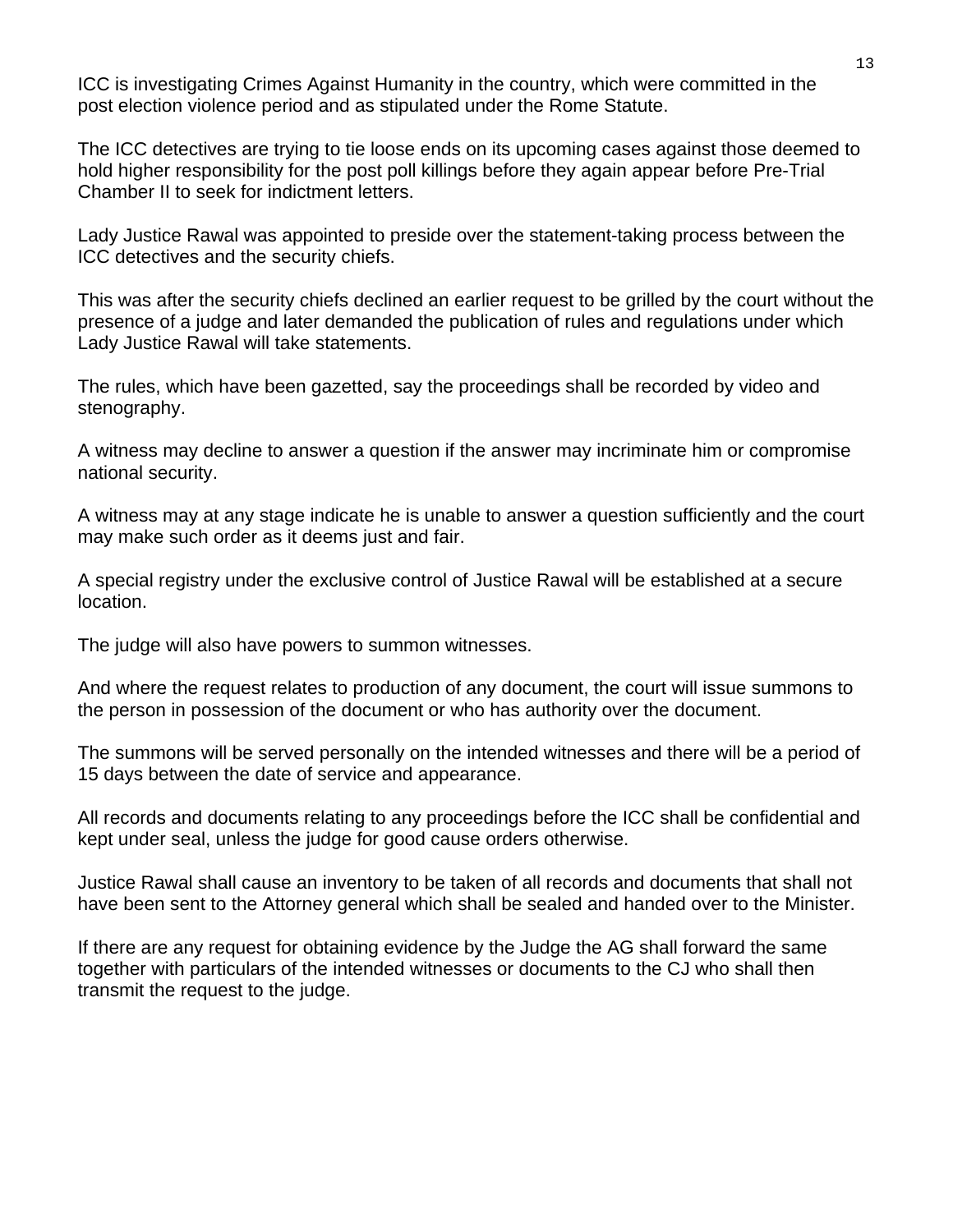ICC is investigating Crimes Against Humanity in the country, which were committed in the post election violence period and as stipulated under the Rome Statute.

The ICC detectives are trying to tie loose ends on its upcoming cases against those deemed to hold higher responsibility for the post poll killings before they again appear before Pre-Trial Chamber II to seek for indictment letters.

Lady Justice Rawal was appointed to preside over the statement-taking process between the ICC detectives and the security chiefs.

This was after the security chiefs declined an earlier request to be grilled by the court without the presence of a judge and later demanded the publication of rules and regulations under which Lady Justice Rawal will take statements.

The rules, which have been gazetted, say the proceedings shall be recorded by video and stenography.

A witness may decline to answer a question if the answer may incriminate him or compromise national security.

A witness may at any stage indicate he is unable to answer a question sufficiently and the court may make such order as it deems just and fair.

A special registry under the exclusive control of Justice Rawal will be established at a secure location.

The judge will also have powers to summon witnesses.

And where the request relates to production of any document, the court will issue summons to the person in possession of the document or who has authority over the document.

The summons will be served personally on the intended witnesses and there will be a period of 15 days between the date of service and appearance.

All records and documents relating to any proceedings before the ICC shall be confidential and kept under seal, unless the judge for good cause orders otherwise.

Justice Rawal shall cause an inventory to be taken of all records and documents that shall not have been sent to the Attorney general which shall be sealed and handed over to the Minister.

If there are any request for obtaining evidence by the Judge the AG shall forward the same together with particulars of the intended witnesses or documents to the CJ who shall then transmit the request to the judge.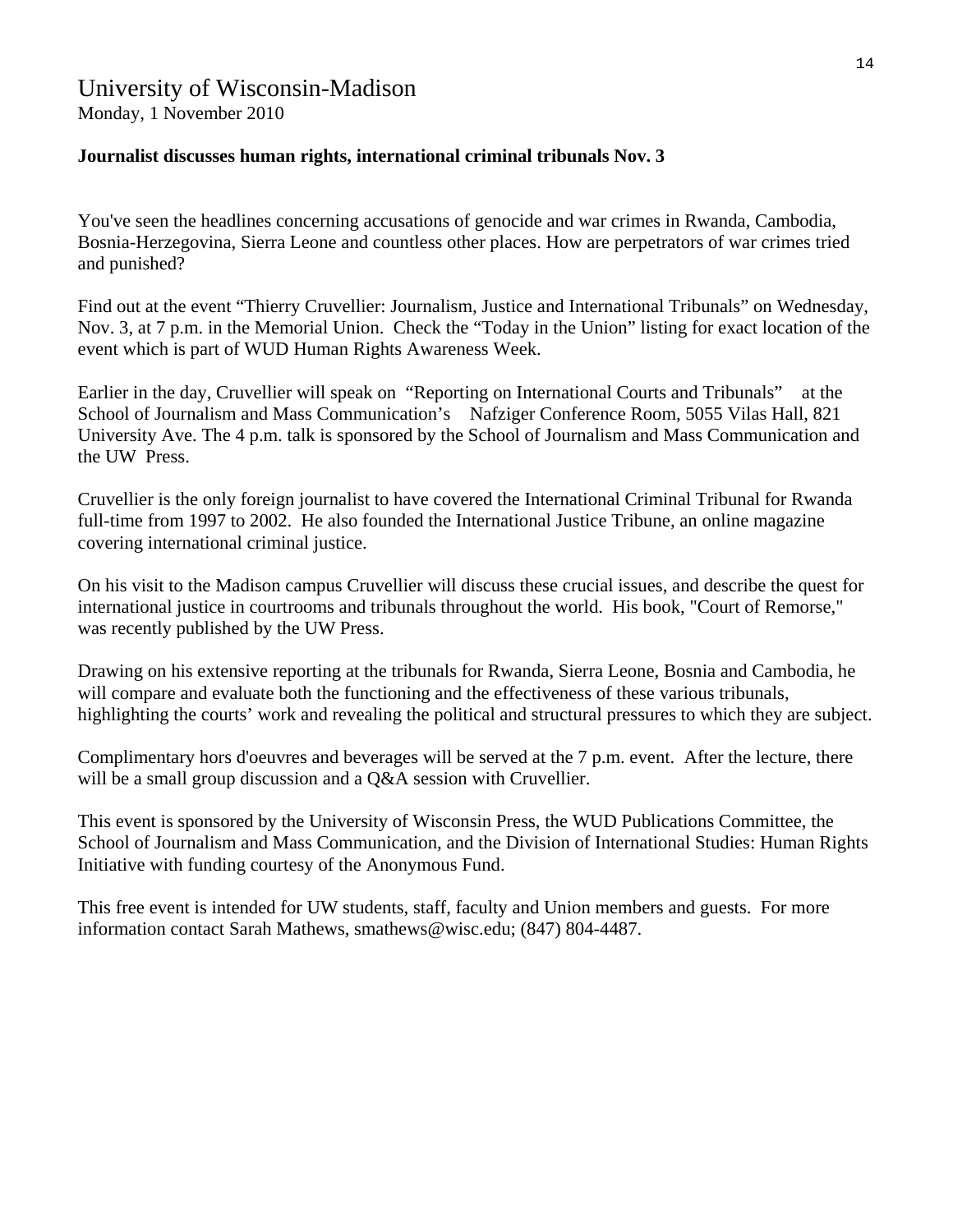# University of Wisconsin-Madison

Monday, 1 November 2010

**Journalist discusses human rights, international criminal tribunals Nov. 3**

You've seen the headlines concerning accusations of genocide and war crimes in Rwanda, Cambodia, Bosnia-Herzegovina, Sierra Leone and countless other places. How are perpetrators of war crimes tried and punished?

Find out at the event "Thierry Cruvellier: Journalism, Justice and International Tribunals" on Wednesday, Nov. 3, at 7 p.m. in the Memorial Union. Check the "Today in the Union" listing for exact location of the event which is part of WUD Human Rights Awareness Week.

Earlier in the day, Cruvellier will speak on "Reporting on International Courts and Tribunals" at the School of Journalism and Mass Communication's Nafziger Conference Room, 5055 Vilas Hall, 821 University Ave. The 4 p.m. talk is sponsored by the School of Journalism and Mass Communication and the UW Press.

Cruvellier is the only foreign journalist to have covered the International Criminal Tribunal for Rwanda full-time from 1997 to 2002. He also founded the International Justice Tribune, an online magazine covering international criminal justice.

On his visit to the Madison campus Cruvellier will discuss these crucial issues, and describe the quest for international justice in courtrooms and tribunals throughout the world. His book, "Court of Remorse," was recently published by the UW Press.

Drawing on his extensive reporting at the tribunals for Rwanda, Sierra Leone, Bosnia and Cambodia, he will compare and evaluate both the functioning and the effectiveness of these various tribunals, highlighting the courts' work and revealing the political and structural pressures to which they are subject.

Complimentary hors d'oeuvres and beverages will be served at the 7 p.m. event. After the lecture, there will be a small group discussion and a Q&A session with Cruvellier.

This event is sponsored by the University of Wisconsin Press, the WUD Publications Committee, the School of Journalism and Mass Communication, and the Division of International Studies: Human Rights Initiative with funding courtesy of the Anonymous Fund.

This free event is intended for UW students, staff, faculty and Union members and guests. For more information contact Sarah Mathews, smathews@wisc.edu; (847) 804-4487.